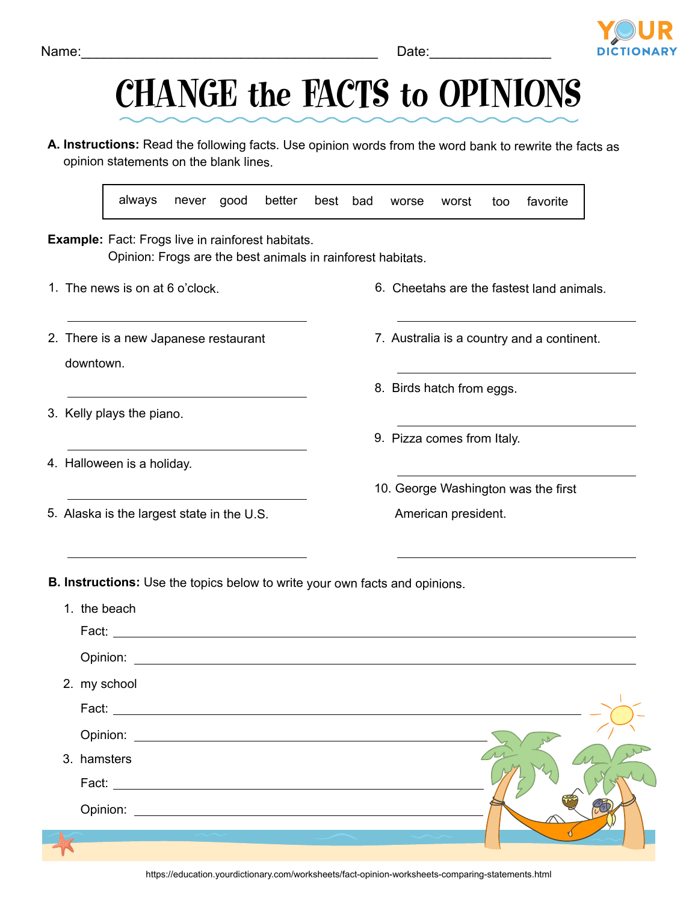Name:_______________________________________ Date:_______________

# CHANGE the FACTS to OPINIONS

**A. Instructions:** Read the following facts. Use opinion words from the word bank to rewrite the facts as opinion statements on the blank lines.

| always | never | good | better | best | bad | worse | worst | too | favorite |
|---|---|---|---|---|---|---|---|---|---|

**Example:** Fact: Frogs live in rainforest habitats.
Opinion: Frogs are the best animals in rainforest habitats.

1. The news is on at 6 o'clock.

   ___________________________________

2. There is a new Japanese restaurant downtown.

   ___________________________________

3. Kelly plays the piano.

   ___________________________________

4. Halloween is a holiday.

   ___________________________________

5. Alaska is the largest state in the U.S.

   ___________________________________

6. Cheetahs are the fastest land animals.

   ___________________________________

7. Australia is a country and a continent.

   ___________________________________

8. Birds hatch from eggs.

   ___________________________________

9. Pizza comes from Italy.

   ___________________________________

10. George Washington was the first American president.

    ___________________________________

**B. Instructions:** Use the topics below to write your own facts and opinions.

1. the beach

   Fact: ___________________________________

   Opinion: ___________________________________

2. my school

   Fact: ___________________________________

   Opinion: ___________________________________

3. hamsters

   Fact: ___________________________________

   Opinion: ___________________________________

https://education.yourdictionary.com/worksheets/fact-opinion-worksheets-comparing-statements.html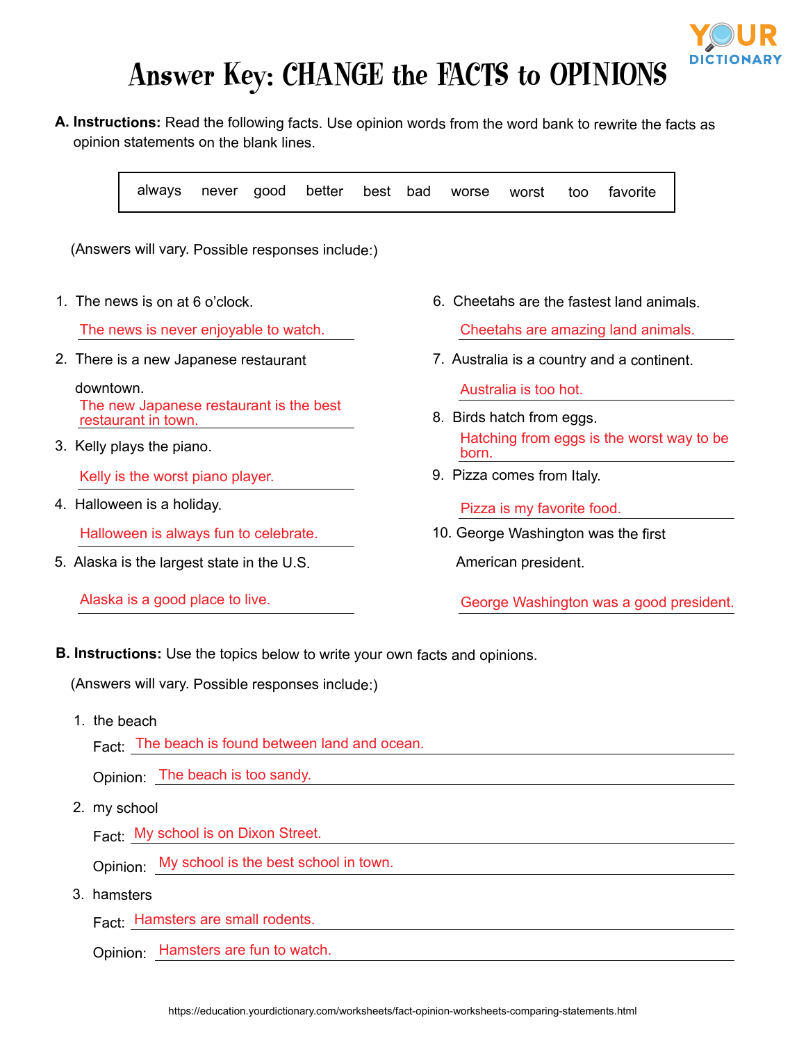# Answer Key: CHANGE the FACTS to OPINIONS

**A. Instructions:** Read the following facts. Use opinion words from the word bank to rewrite the facts as opinion statements on the blank lines.

| | | | | | | | | | |
|---|---|---|---|---|---|---|---|---|---|
| always | never | good | better | best | bad | worse | worst | too | favorite |

(Answers will vary. Possible responses include:)

1. The news is on at 6 o'clock.
   The news is never enjoyable to watch.
2. There is a new Japanese restaurant downtown.
   The new Japanese restaurant is the best restaurant in town.
3. Kelly plays the piano.
   Kelly is the worst piano player.
4. Halloween is a holiday.
   Halloween is always fun to celebrate.
5. Alaska is the largest state in the U.S.
   Alaska is a good place to live.
6. Cheetahs are the fastest land animals.
   Cheetahs are amazing land animals.
7. Australia is a country and a continent.
   Australia is too hot.
8. Birds hatch from eggs.
   Hatching from eggs is the worst way to be born.
9. Pizza comes from Italy.
   Pizza is my favorite food.
10. George Washington was the first American president.
    George Washington was a good president.

**B. Instructions:** Use the topics below to write your own facts and opinions.

(Answers will vary. Possible responses include:)

1. the beach
   Fact: The beach is found between land and ocean.
   Opinion: The beach is too sandy.
2. my school
   Fact: My school is on Dixon Street.
   Opinion: My school is the best school in town.
3. hamsters
   Fact: Hamsters are small rodents.
   Opinion: Hamsters are fun to watch.

https://education.yourdictionary.com/worksheets/fact-opinion-worksheets-comparing-statements.html